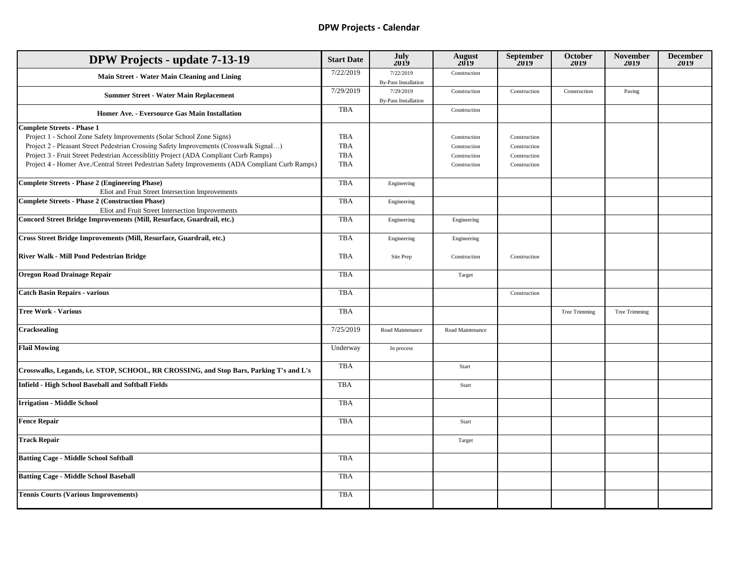## DPW Projects - Calendar

| DPW Projects - update 7-13-19 | Start Date | July 2019 | August 2019 | September 2019 | October 2019 | November 2019 | December 2019 |
|---|---|---|---|---|---|---|---|
| **Main Street - Water Main Cleaning and Lining** | 7/22/2019 | 7/22/2019 By-Pass Installation | Construction | | | | |
| **Summer Street - Water Main Replacement** | 7/29/2019 | 7/29/2019 By-Pass Installation | Construction | Construction | Construction | Paving | |
| **Homer Ave. - Eversource Gas Main Installation** | TBA | | Cosntruction | | | | |
| **Complete Streets - Phase 1** | | | | | | | |
| Project 1 - School Zone Safety Improvements (Solar School Zone Signs) | TBA | | Construction | Construction | | | |
| Project 2 - Pleasant Street Pedestrian Crossing Safety Improvements (Crosswalk Signal…) | TBA | | Construction | Construction | | | |
| Project 3 - Fruit Street Pedestrian Accessiblitiy Project (ADA Compliant Curb Ramps) | TBA | | Construction | Construction | | | |
| Project 4 - Homer Ave./Central Street Pedestrian Safety Improvements (ADA Compliant Curb Ramps) | TBA | | Construction | Construction | | | |
| **Complete Streets - Phase 2 (Engineering Phase)** Eliot and Fruit Street Intersection Improvements | TBA | Engineering | | | | | |
| **Complete Streets - Phase 2 (Construction Phase)** Eliot and Fruit Street Intersection Improvements | TBA | Engineering | | | | | |
| **Concord Street Bridge Improvements (Mill, Resurface, Guardrail, etc.)** | TBA | Engineering | Engineering | | | | |
| **Cross Street Bridge Improvements (Mill, Resurface, Guardrail, etc.)** | TBA | Engineering | Engineering | | | | |
| **River Walk - Mill Pond Pedestrian Bridge** | TBA | Site Prep | Construction | Construction | | | |
| **Oregon Road Drainage Repair** | TBA | | Target | | | | |
| **Catch Basin Repairs - various** | TBA | | | Construction | | | |
| **Tree Work - Various** | TBA | | | | Tree Trimming | Tree Trimming | |
| **Cracksealing** | 7/25/2019 | Road Maintenance | Road Maintenance | | | | |
| **Flail Mowing** | Underway | In process | | | | | |
| **Crosswalks, Legands, i.e. STOP, SCHOOL, RR CROSSING, and Stop Bars, Parking T's and L's** | TBA | | Start | | | | |
| **Infield - High School Baseball and Softball Fields** | TBA | | Start | | | | |
| **Irrigation - Middle School** | TBA | | | | | | |
| **Fence Repair** | TBA | | Start | | | | |
| **Track Repair** | | | Target | | | | |
| **Batting Cage - Middle School Softball** | TBA | | | | | | |
| **Batting Cage - Middle School Baseball** | TBA | | | | | | |
| **Tennis Courts (Various Improvements)** | TBA | | | | | | |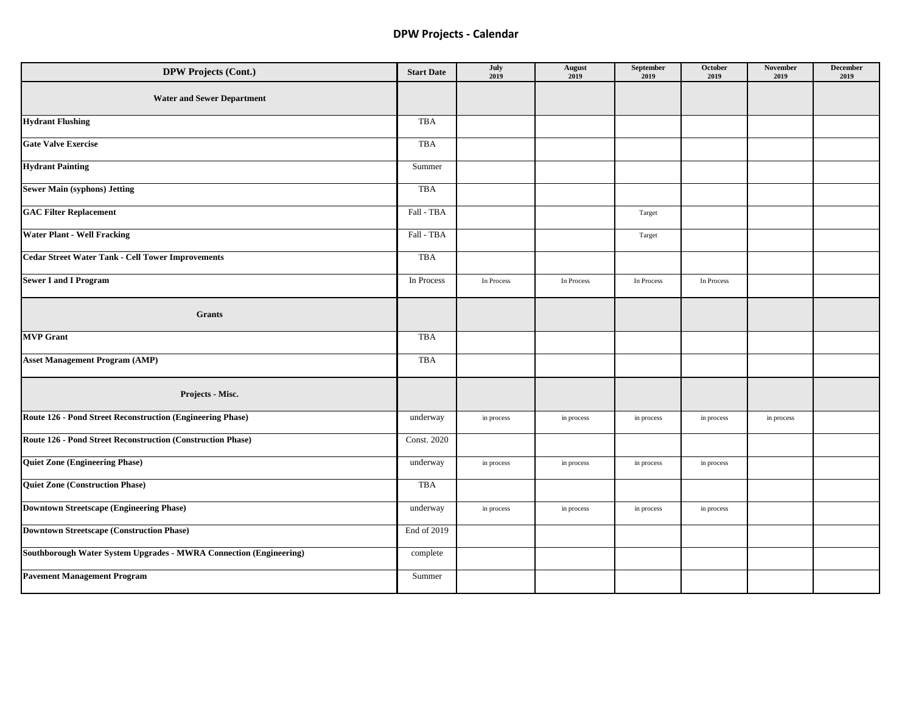## DPW Projects - Calendar

| DPW Projects (Cont.) | Start Date | July 2019 | August 2019 | September 2019 | October 2019 | November 2019 | December 2019 |
|---|---|---|---|---|---|---|---|
| **Water and Sewer Department** | | | | | | | |
| **Hydrant Flushing** | TBA | | | | | | |
| **Gate Valve Exercise** | TBA | | | | | | |
| **Hydrant Painting** | Summer | | | | | | |
| **Sewer Main (syphons) Jetting** | TBA | | | | | | |
| **GAC Filter Replacement** | Fall - TBA | | | Target | | | |
| **Water Plant - Well Fracking** | Fall - TBA | | | Target | | | |
| **Cedar Street Water Tank - Cell Tower Improvements** | TBA | | | | | | |
| **Sewer I and I Program** | In Process | In Process | In Process | In Process | In Process | | |
| **Grants** | | | | | | | |
| **MVP Grant** | TBA | | | | | | |
| **Asset Management Program (AMP)** | TBA | | | | | | |
| **Projects - Misc.** | | | | | | | |
| **Route 126 - Pond Street Reconstruction (Engineering Phase)** | underway | in process | in process | in process | in process | in process | |
| **Route 126 - Pond Street Reconstruction (Construction Phase)** | Const. 2020 | | | | | | |
| **Quiet Zone (Engineering Phase)** | underway | in process | in process | in process | in process | | |
| **Quiet Zone (Construction Phase)** | TBA | | | | | | |
| **Downtown Streetscape (Engineering Phase)** | underway | in process | in process | in process | in process | | |
| **Downtown Streetscape (Construction Phase)** | End of 2019 | | | | | | |
| **Southborough Water System Upgrades - MWRA Connection (Engineering)** | complete | | | | | | |
| **Pavement Management Program** | Summer | | | | | | |